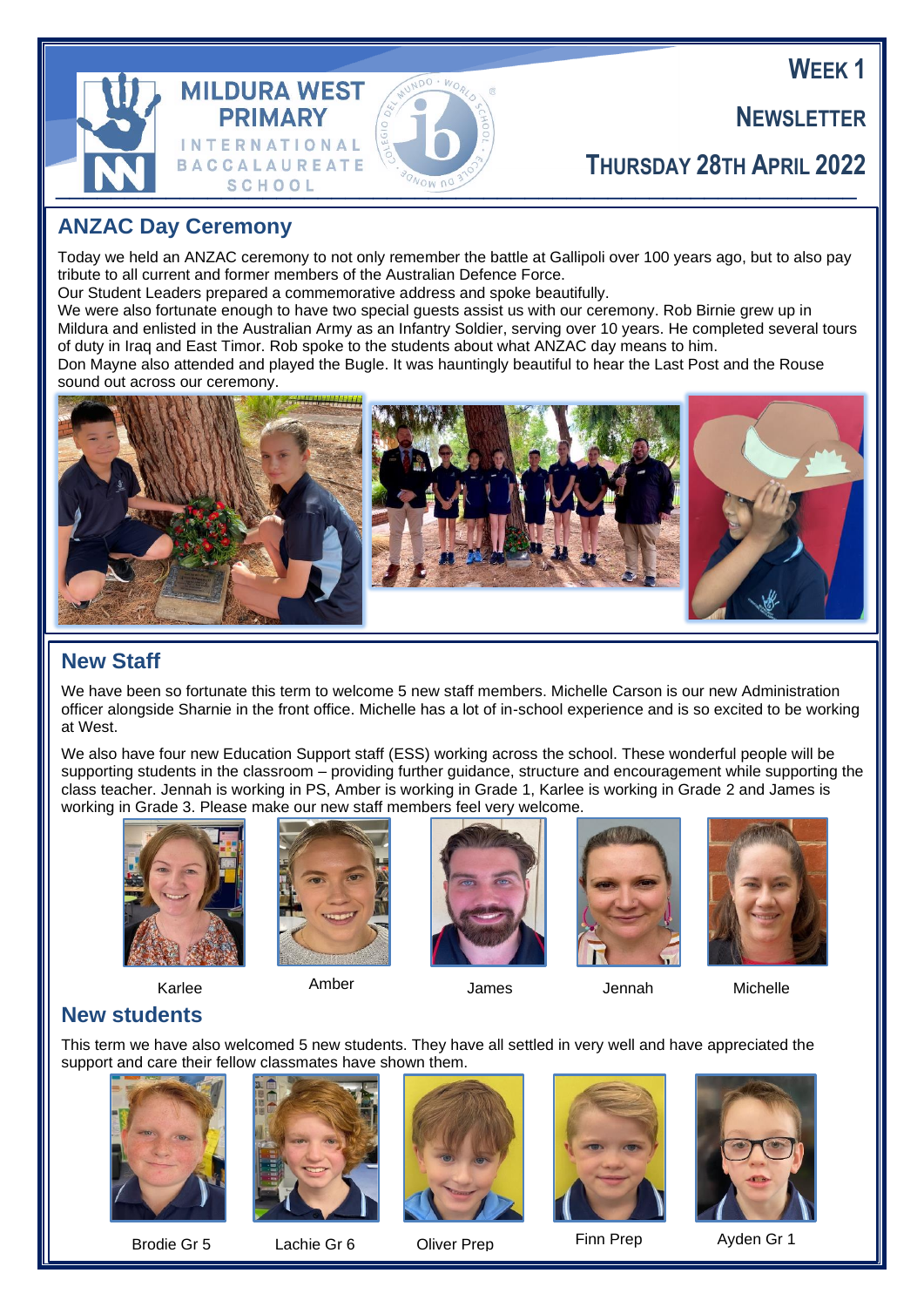MILDURA WEST PRIMARY
INTERNATIONAL BACCALAUREATE SCHOOL

# WEEK 1 NEWSLETTER

## THURSDAY 28TH APRIL 2022

## ANZAC Day Ceremony

Today we held an ANZAC ceremony to not only remember the battle at Gallipoli over 100 years ago, but to also pay tribute to all current and former members of the Australian Defence Force.

Our Student Leaders prepared a commemorative address and spoke beautifully.

We were also fortunate enough to have two special guests assist us with our ceremony. Rob Birnie grew up in Mildura and enlisted in the Australian Army as an Infantry Soldier, serving over 10 years. He completed several tours of duty in Iraq and East Timor. Rob spoke to the students about what ANZAC day means to him.

Don Mayne also attended and played the Bugle. It was hauntingly beautiful to hear the Last Post and the Rouse sound out across our ceremony.

## New Staff

We have been so fortunate this term to welcome 5 new staff members. Michelle Carson is our new Administration officer alongside Sharnie in the front office. Michelle has a lot of in-school experience and is so excited to be working at West.

We also have four new Education Support staff (ESS) working across the school. These wonderful people will be supporting students in the classroom – providing further guidance, structure and encouragement while supporting the class teacher. Jennah is working in PS, Amber is working in Grade 1, Karlee is working in Grade 2 and James is working in Grade 3. Please make our new staff members feel very welcome.

Karlee

Amber

James

Jennah

Michelle

## New students

This term we have also welcomed 5 new students. They have all settled in very well and have appreciated the support and care their fellow classmates have shown them.

Brodie Gr 5

Lachie Gr 6

Oliver Prep

Finn Prep

Ayden Gr 1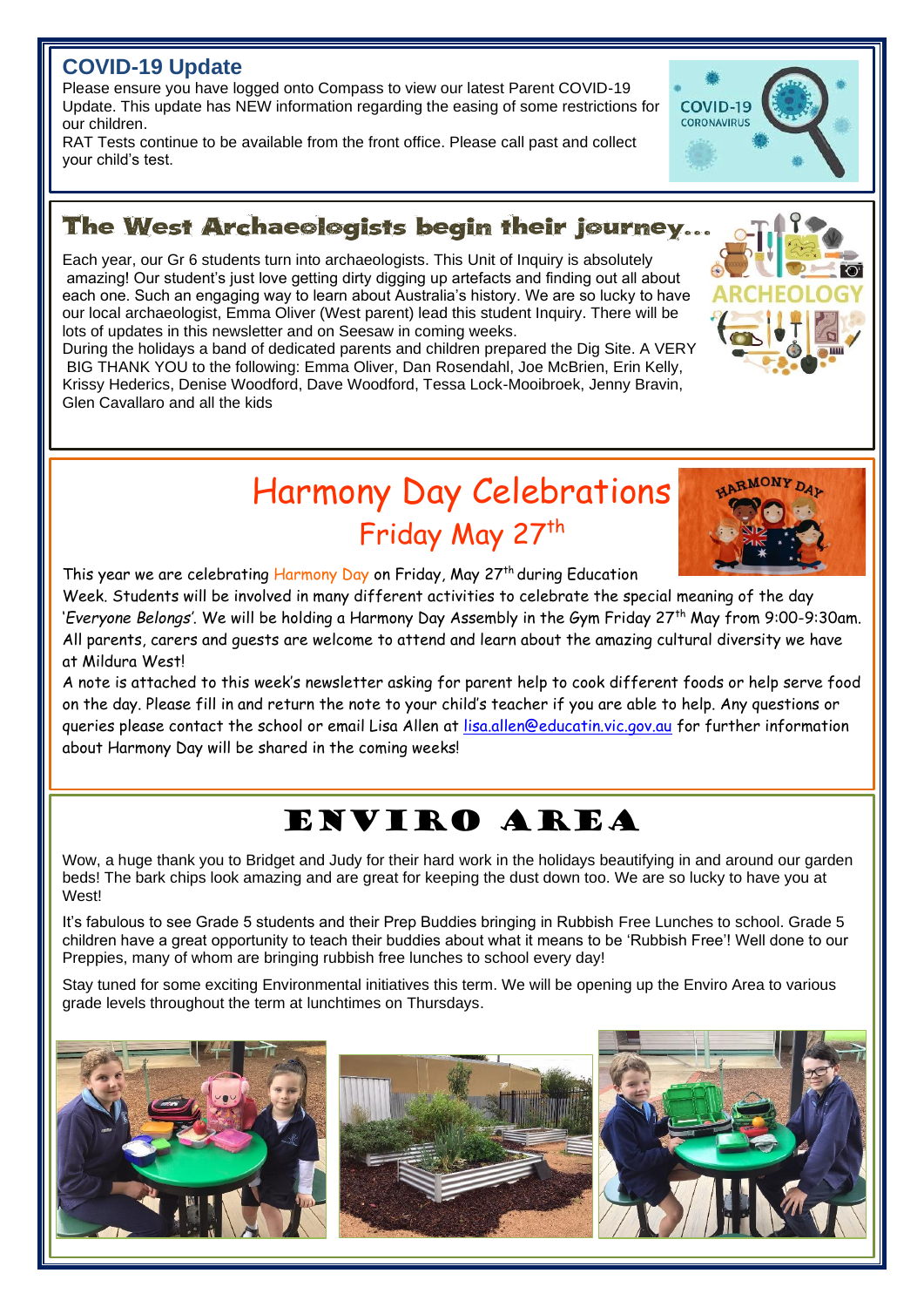## COVID-19 Update

Please ensure you have logged onto Compass to view our latest Parent COVID-19 Update. This update has NEW information regarding the easing of some restrictions for our children.
RAT Tests continue to be available from the front office. Please call past and collect your child's test.

## The West Archaeologists begin their journey…

Each year, our Gr 6 students turn into archaeologists. This Unit of Inquiry is absolutely amazing! Our student's just love getting dirty digging up artefacts and finding out all about each one. Such an engaging way to learn about Australia's history. We are so lucky to have our local archaeologist, Emma Oliver (West parent) lead this student Inquiry. There will be lots of updates in this newsletter and on Seesaw in coming weeks.
During the holidays a band of dedicated parents and children prepared the Dig Site. A VERY BIG THANK YOU to the following: Emma Oliver, Dan Rosendahl, Joe McBrien, Erin Kelly, Krissy Hederics, Denise Woodford, Dave Woodford, Tessa Lock-Mooibroek, Jenny Bravin, Glen Cavallaro and all the kids

## Harmony Day Celebrations

### Friday May 27th

This year we are celebrating Harmony Day on Friday, May 27th during Education Week. Students will be involved in many different activities to celebrate the special meaning of the day '*Everyone Belongs*'. We will be holding a Harmony Day Assembly in the Gym Friday 27th May from 9:00-9:30am. All parents, carers and guests are welcome to attend and learn about the amazing cultural diversity we have at Mildura West!
A note is attached to this week's newsletter asking for parent help to cook different foods or help serve food on the day. Please fill in and return the note to your child's teacher if you are able to help. Any questions or queries please contact the school or email Lisa Allen at lisa.allen@educatin.vic.gov.au for further information about Harmony Day will be shared in the coming weeks!

## ENVIRO AREA

Wow, a huge thank you to Bridget and Judy for their hard work in the holidays beautifying in and around our garden beds! The bark chips look amazing and are great for keeping the dust down too. We are so lucky to have you at West!

It's fabulous to see Grade 5 students and their Prep Buddies bringing in Rubbish Free Lunches to school. Grade 5 children have a great opportunity to teach their buddies about what it means to be 'Rubbish Free'! Well done to our Preppies, many of whom are bringing rubbish free lunches to school every day!

Stay tuned for some exciting Environmental initiatives this term. We will be opening up the Enviro Area to various grade levels throughout the term at lunchtimes on Thursdays.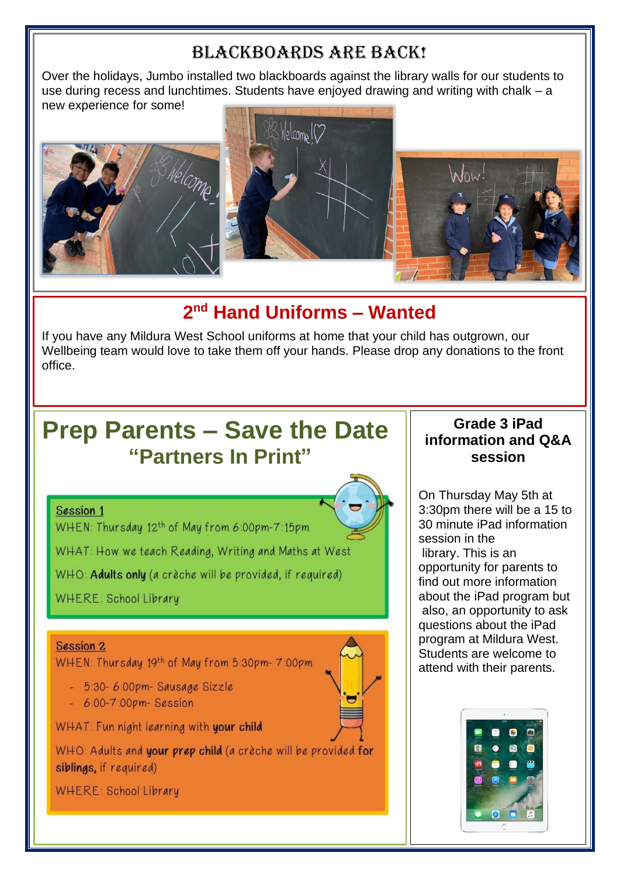## BLACKBOARDS ARE BACK!

Over the holidays, Jumbo installed two blackboards against the library walls for our students to use during recess and lunchtimes. Students have enjoyed drawing and writing with chalk – a new experience for some!

## 2nd Hand Uniforms – Wanted

If you have any Mildura West School uniforms at home that your child has outgrown, our Wellbeing team would love to take them off your hands. Please drop any donations to the front office.

## Prep Parents – Save the Date

### "Partners In Print"

**Session 1**

WHEN: Thursday 12th of May from 6:00pm-7:15pm

WHAT: How we teach Reading, Writing and Maths at West

WHO: **Adults only** (a crèche will be provided, if required)

WHERE: School Library

**Session 2**

WHEN: Thursday 19th of May from 5:30pm- 7:00pm

- 5:30- 6:00pm- Sausage Sizzle
- 6:00-7:00pm- Session

WHAT: Fun night learning with **your child**

WHO: Adults and **your prep child** (a crèche will be provided **for siblings,** if required)

WHERE: School Library

## Grade 3 iPad information and Q&A session

On Thursday May 5th at 3:30pm there will be a 15 to 30 minute iPad information session in the library. This is an opportunity for parents to find out more information about the iPad program but also, an opportunity to ask questions about the iPad program at Mildura West. Students are welcome to attend with their parents.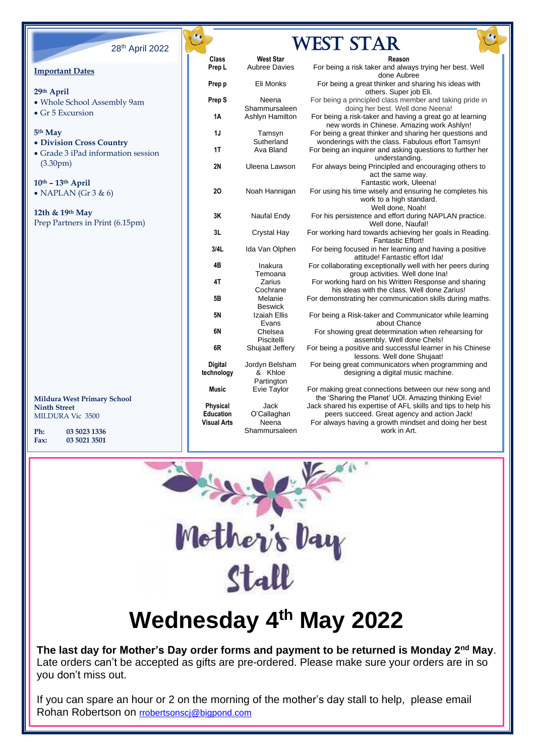28th April 2022

**Important Dates**

**29th April**

- Whole School Assembly 9am
- Gr 5 Excursion

**5th May**

- **Division Cross Country**
- Grade 3 iPad information session (3.30pm)

**10th – 13th April**

- NAPLAN (Gr 3 & 6)

**12th & 19th May**

Prep Partners in Print (6.15pm)

**Mildura West Primary School**
**Ninth Street**
MILDURA Vic 3500

**Ph:** **03 5023 1336**
**Fax:** **03 5021 3501**

# WEST STAR

| Class | West Star | Reason |
|---|---|---|
| Prep L | Aubree Davies | For being a risk taker and always trying her best. Well done Aubree |
| Prep p | Eli Monks | For being a great thinker and sharing his ideas with others. Super job Eli. |
| Prep S | Neena Shammursaleen | For being a principled class member and taking pride in doing her best. Well done Neena! |
| 1A | Ashlyn Hamilton | For being a risk-taker and having a great go at learning new words in Chinese. Amazing work Ashlyn! |
| 1J | Tamsyn Sutherland | For being a great thinker and sharing her questions and wonderings with the class. Fabulous effort Tamsyn! |
| 1T | Ava Bland | For being an inquirer and asking questions to further her understanding. |
| 2N | Uleena Lawson | For always being Principled and encouraging others to act the same way. Fantastic work, Uleena! |
| 2O | Noah Hannigan | For using his time wisely and ensuring he completes his work to a high standard. Well done, Noah! |
| 3K | Naufal Endy | For his persistence and effort during NAPLAN practice. Well done, Naufal! |
| 3L | Crystal Hay | For working hard towards achieving her goals in Reading. Fantastic Effort! |
| 3/4L | Ida Van Olphen | For being focused in her learning and having a positive attitude! Fantastic effort Ida! |
| 4B | Inakura Temoana | For collaborating exceptionally well with her peers during group activities. Well done Ina! |
| 4T | Zarius Cochrane | For working hard on his Written Response and sharing his ideas with the class. Well done Zarius! |
| 5B | Melanie Beswick | For demonstrating her communication skills during maths. |
| 5N | Izaiah Ellis Evans | For being a Risk-taker and Communicator while learning about Chance |
| 6N | Chelsea Piscitelli | For showing great determination when rehearsing for assembly. Well done Chels! |
| 6R | Shujaat Jeffery | For being a positive and successful learner in his Chinese lessons. Well done Shujaat! |
| Digital technology | Jordyn Belsham & Khloe Partington | For being great communicators when programming and designing a digital music machine. |
| Music | Evie Taylor | For making great connections between our new song and the 'Sharing the Planet' UOI. Amazing thinking Evie! |
| Physical Education | Jack O'Callaghan | Jack shared his expertise of AFL skills and tips to help his peers succeed. Great agency and action Jack! |
| Visual Arts | Neena Shammursaleen | For always having a growth mindset and doing her best work in Art. |

# Mother's Day Stall

# Wednesday 4th May 2022

**The last day for Mother's Day order forms and payment to be returned is Monday 2nd May**. Late orders can't be accepted as gifts are pre-ordered. Please make sure your orders are in so you don't miss out.

If you can spare an hour or 2 on the morning of the mother's day stall to help, please email Rohan Robertson on rrobertsonscj@bigpond.com